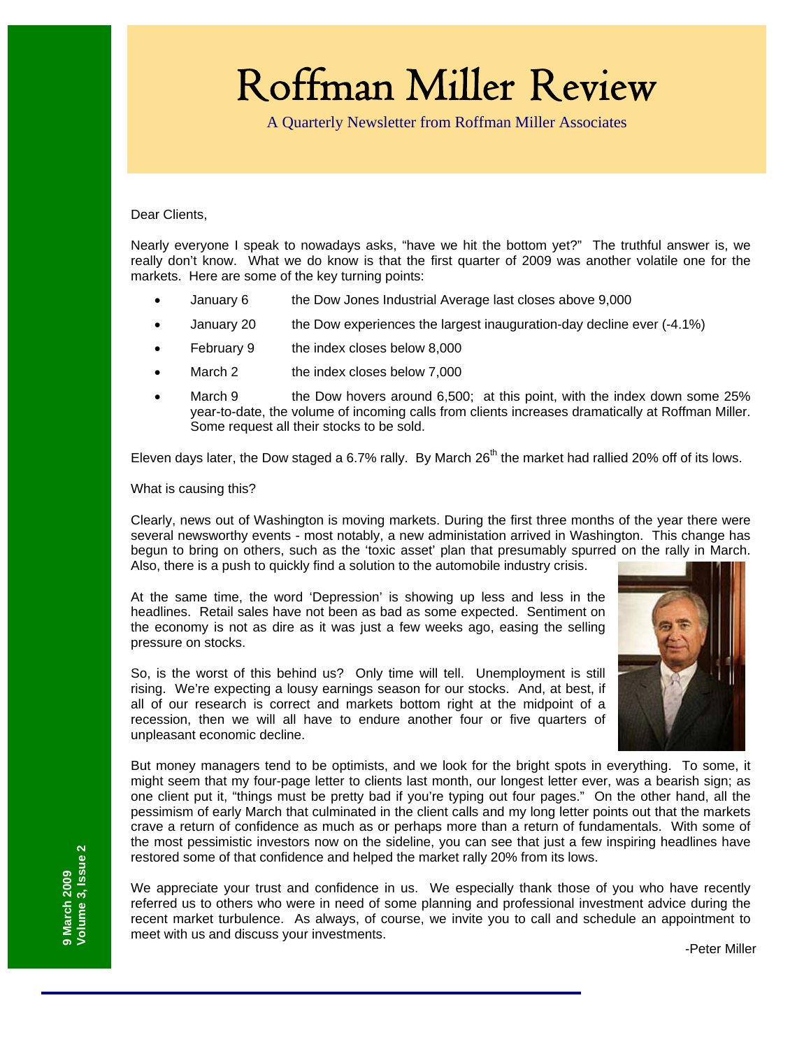# Roffman Miller Review

A Quarterly Newsletter from Roffman Miller Associates

Dear Clients,

Nearly everyone I speak to nowadays asks, "have we hit the bottom yet?" The truthful answer is, we really don't know. What we do know is that the first quarter of 2009 was another volatile one for the markets. Here are some of the key turning points:

- January 6 — the Dow Jones Industrial Average last closes above 9,000
- January 20 — the Dow experiences the largest inauguration-day decline ever (-4.1%)
- February 9 — the index closes below 8,000
- March 2 — the index closes below 7,000
- March 9 — the Dow hovers around 6,500; at this point, with the index down some 25% year-to-date, the volume of incoming calls from clients increases dramatically at Roffman Miller. Some request all their stocks to be sold.

Eleven days later, the Dow staged a 6.7% rally. By March 26th the market had rallied 20% off of its lows.

What is causing this?

Clearly, news out of Washington is moving markets. During the first three months of the year there were several newsworthy events - most notably, a new administration arrived in Washington. This change has begun to bring on others, such as the 'toxic asset' plan that presumably spurred on the rally in March. Also, there is a push to quickly find a solution to the automobile industry crisis.

At the same time, the word 'Depression' is showing up less and less in the headlines. Retail sales have not been as bad as some expected. Sentiment on the economy is not as dire as it was just a few weeks ago, easing the selling pressure on stocks.

So, is the worst of this behind us? Only time will tell. Unemployment is still rising. We're expecting a lousy earnings season for our stocks. And, at best, if all of our research is correct and markets bottom right at the midpoint of a recession, then we will all have to endure another four or five quarters of unpleasant economic decline.

But money managers tend to be optimists, and we look for the bright spots in everything. To some, it might seem that my four-page letter to clients last month, our longest letter ever, was a bearish sign; as one client put it, "things must be pretty bad if you're typing out four pages." On the other hand, all the pessimism of early March that culminated in the client calls and my long letter points out that the markets crave a return of confidence as much as or perhaps more than a return of fundamentals. With some of the most pessimistic investors now on the sideline, you can see that just a few inspiring headlines have restored some of that confidence and helped the market rally 20% from its lows.

We appreciate your trust and confidence in us. We especially thank those of you who have recently referred us to others who were in need of some planning and professional investment advice during the recent market turbulence. As always, of course, we invite you to call and schedule an appointment to meet with us and discuss your investments.

-Peter Miller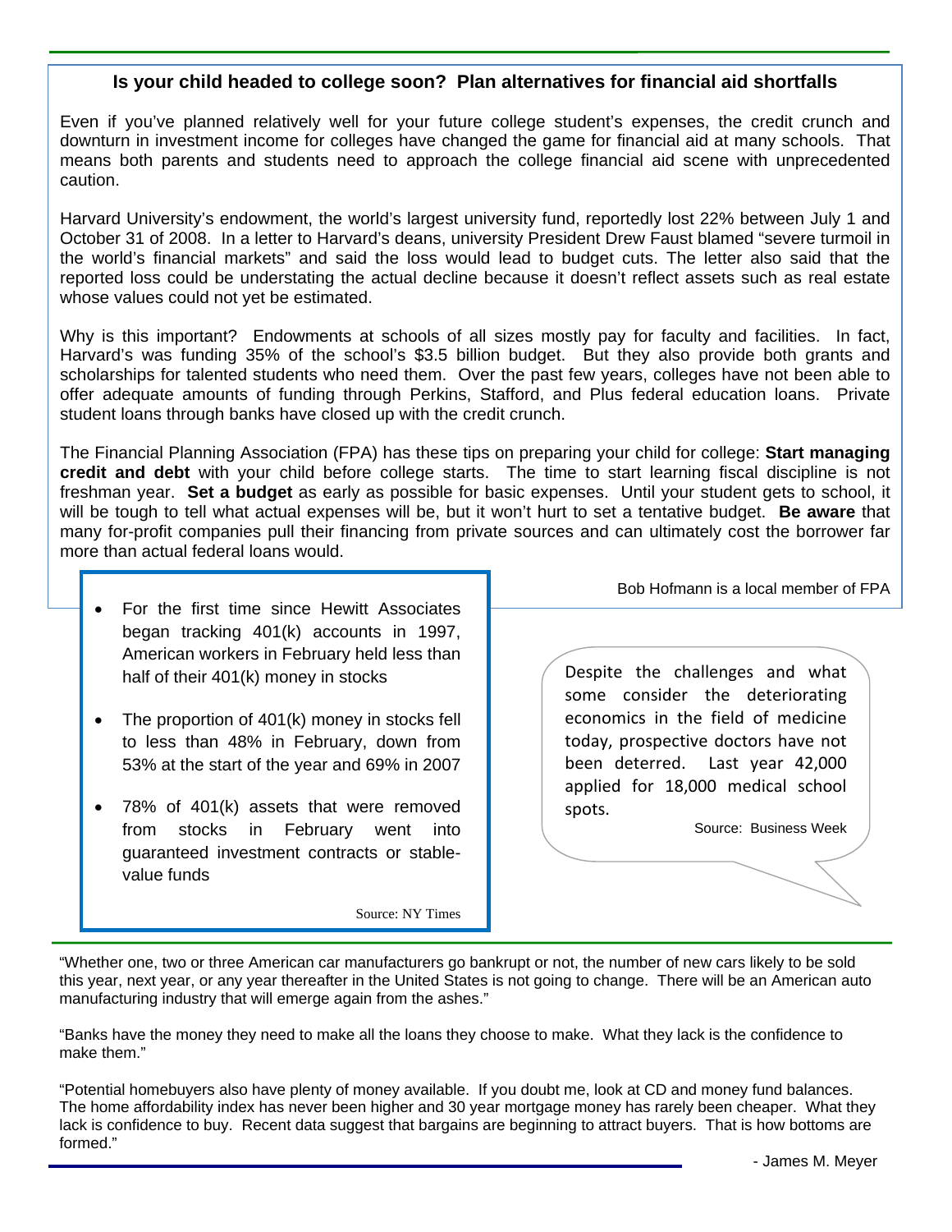## Is your child headed to college soon? Plan alternatives for financial aid shortfalls

Even if you've planned relatively well for your future college student's expenses, the credit crunch and downturn in investment income for colleges have changed the game for financial aid at many schools. That means both parents and students need to approach the college financial aid scene with unprecedented caution.

Harvard University's endowment, the world's largest university fund, reportedly lost 22% between July 1 and October 31 of 2008. In a letter to Harvard's deans, university President Drew Faust blamed "severe turmoil in the world's financial markets" and said the loss would lead to budget cuts. The letter also said that the reported loss could be understating the actual decline because it doesn't reflect assets such as real estate whose values could not yet be estimated.

Why is this important? Endowments at schools of all sizes mostly pay for faculty and facilities. In fact, Harvard's was funding 35% of the school's $3.5 billion budget. But they also provide both grants and scholarships for talented students who need them. Over the past few years, colleges have not been able to offer adequate amounts of funding through Perkins, Stafford, and Plus federal education loans. Private student loans through banks have closed up with the credit crunch.

The Financial Planning Association (FPA) has these tips on preparing your child for college: **Start managing credit and debt** with your child before college starts. The time to start learning fiscal discipline is not freshman year. **Set a budget** as early as possible for basic expenses. Until your student gets to school, it will be tough to tell what actual expenses will be, but it won't hurt to set a tentative budget. **Be aware** that many for-profit companies pull their financing from private sources and can ultimately cost the borrower far more than actual federal loans would.

Bob Hofmann is a local member of FPA

- For the first time since Hewitt Associates began tracking 401(k) accounts in 1997, American workers in February held less than half of their 401(k) money in stocks
- The proportion of 401(k) money in stocks fell to less than 48% in February, down from 53% at the start of the year and 69% in 2007
- 78% of 401(k) assets that were removed from stocks in February went into guaranteed investment contracts or stable-value funds

Source: NY Times

Despite the challenges and what some consider the deteriorating economics in the field of medicine today, prospective doctors have not been deterred. Last year 42,000 applied for 18,000 medical school spots.

Source: Business Week

"Whether one, two or three American car manufacturers go bankrupt or not, the number of new cars likely to be sold this year, next year, or any year thereafter in the United States is not going to change. There will be an American auto manufacturing industry that will emerge again from the ashes."

"Banks have the money they need to make all the loans they choose to make. What they lack is the confidence to make them."

"Potential homebuyers also have plenty of money available. If you doubt me, look at CD and money fund balances. The home affordability index has never been higher and 30 year mortgage money has rarely been cheaper. What they lack is confidence to buy. Recent data suggest that bargains are beginning to attract buyers. That is how bottoms are formed."

\- James M. Meyer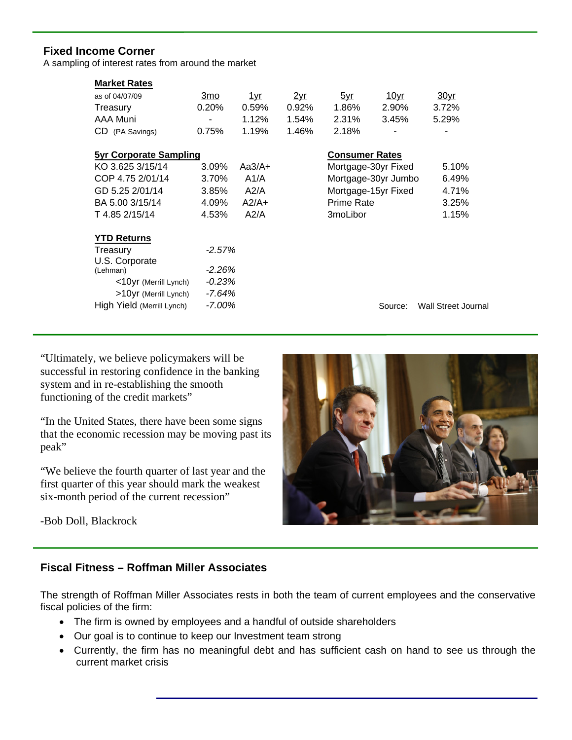## Fixed Income Corner

A sampling of interest rates from around the market

**Market Rates**

| as of 04/07/09 | 3mo | 1yr | 2yr | 5yr | 10yr | 30yr |
|---|---|---|---|---|---|---|
| Treasury | 0.20% | 0.59% | 0.92% | 1.86% | 2.90% | 3.72% |
| AAA Muni | - | 1.12% | 1.54% | 2.31% | 3.45% | 5.29% |
| CD (PA Savings) | 0.75% | 1.19% | 1.46% | 2.18% | - | - |

**5yr Corporate Sampling**

| Issue | Yield | Rating |
|---|---|---|
| KO 3.625 3/15/14 | 3.09% | Aa3/A+ |
| COP 4.75 2/01/14 | 3.70% | A1/A |
| GD 5.25 2/01/14 | 3.85% | A2/A |
| BA 5.00 3/15/14 | 4.09% | A2/A+ |
| T 4.85 2/15/14 | 4.53% | A2/A |

**Consumer Rates**

| Rate | Value |
|---|---|
| Mortgage-30yr Fixed | 5.10% |
| Mortgage-30yr Jumbo | 6.49% |
| Mortgage-15yr Fixed | 4.71% |
| Prime Rate | 3.25% |
| 3moLibor | 1.15% |

**YTD Returns**

| Index | Return |
|---|---|
| Treasury | *-2.57%* |
| U.S. Corporate (Lehman) | *-2.26%* |
| <10yr (Merrill Lynch) | *-0.23%* |
| >10yr (Merrill Lynch) | *-7.64%* |
| High Yield (Merrill Lynch) | *-7.00%* |

Source: Wall Street Journal

---

"Ultimately, we believe policymakers will be successful in restoring confidence in the banking system and in re-establishing the smooth functioning of the credit markets"

"In the United States, there have been some signs that the economic recession may be moving past its peak"

"We believe the fourth quarter of last year and the first quarter of this year should mark the weakest six-month period of the current recession"

-Bob Doll, Blackrock

---

## Fiscal Fitness – Roffman Miller Associates

The strength of Roffman Miller Associates rests in both the team of current employees and the conservative fiscal policies of the firm:

- The firm is owned by employees and a handful of outside shareholders
- Our goal is to continue to keep our Investment team strong
- Currently, the firm has no meaningful debt and has sufficient cash on hand to see us through the current market crisis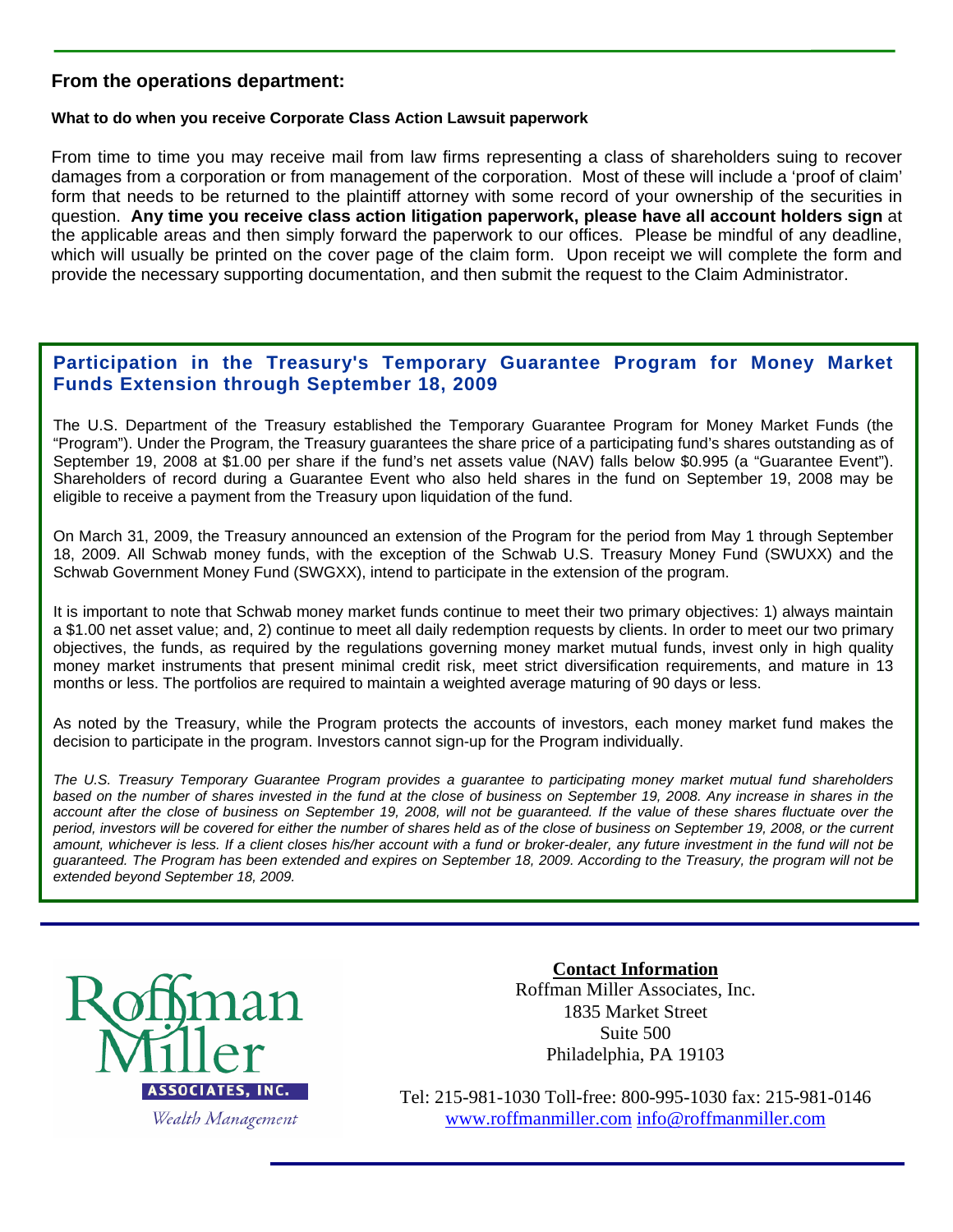## From the operations department:

**What to do when you receive Corporate Class Action Lawsuit paperwork**

From time to time you may receive mail from law firms representing a class of shareholders suing to recover damages from a corporation or from management of the corporation. Most of these will include a 'proof of claim' form that needs to be returned to the plaintiff attorney with some record of your ownership of the securities in question. **Any time you receive class action litigation paperwork, please have all account holders sign** at the applicable areas and then simply forward the paperwork to our offices. Please be mindful of any deadline, which will usually be printed on the cover page of the claim form. Upon receipt we will complete the form and provide the necessary supporting documentation, and then submit the request to the Claim Administrator.

## Participation in the Treasury's Temporary Guarantee Program for Money Market Funds Extension through September 18, 2009

The U.S. Department of the Treasury established the Temporary Guarantee Program for Money Market Funds (the "Program"). Under the Program, the Treasury guarantees the share price of a participating fund's shares outstanding as of September 19, 2008 at $1.00 per share if the fund's net assets value (NAV) falls below $0.995 (a "Guarantee Event"). Shareholders of record during a Guarantee Event who also held shares in the fund on September 19, 2008 may be eligible to receive a payment from the Treasury upon liquidation of the fund.

On March 31, 2009, the Treasury announced an extension of the Program for the period from May 1 through September 18, 2009. All Schwab money funds, with the exception of the Schwab U.S. Treasury Money Fund (SWUXX) and the Schwab Government Money Fund (SWGXX), intend to participate in the extension of the program.

It is important to note that Schwab money market funds continue to meet their two primary objectives: 1) always maintain a $1.00 net asset value; and, 2) continue to meet all daily redemption requests by clients. In order to meet our two primary objectives, the funds, as required by the regulations governing money market mutual funds, invest only in high quality money market instruments that present minimal credit risk, meet strict diversification requirements, and mature in 13 months or less. The portfolios are required to maintain a weighted average maturing of 90 days or less.

As noted by the Treasury, while the Program protects the accounts of investors, each money market fund makes the decision to participate in the program. Investors cannot sign-up for the Program individually.

*The U.S. Treasury Temporary Guarantee Program provides a guarantee to participating money market mutual fund shareholders based on the number of shares invested in the fund at the close of business on September 19, 2008. Any increase in shares in the account after the close of business on September 19, 2008, will not be guaranteed. If the value of these shares fluctuate over the period, investors will be covered for either the number of shares held as of the close of business on September 19, 2008, or the current amount, whichever is less. If a client closes his/her account with a fund or broker-dealer, any future investment in the fund will not be guaranteed. The Program has been extended and expires on September 18, 2009. According to the Treasury, the program will not be extended beyond September 18, 2009.*

Roffman Miller
ASSOCIATES, INC.
Wealth Management

**Contact Information**

Roffman Miller Associates, Inc.
1835 Market Street
Suite 500
Philadelphia, PA 19103

Tel: 215-981-1030 Toll-free: 800-995-1030 fax: 215-981-0146
www.roffmanmiller.com info@roffmanmiller.com